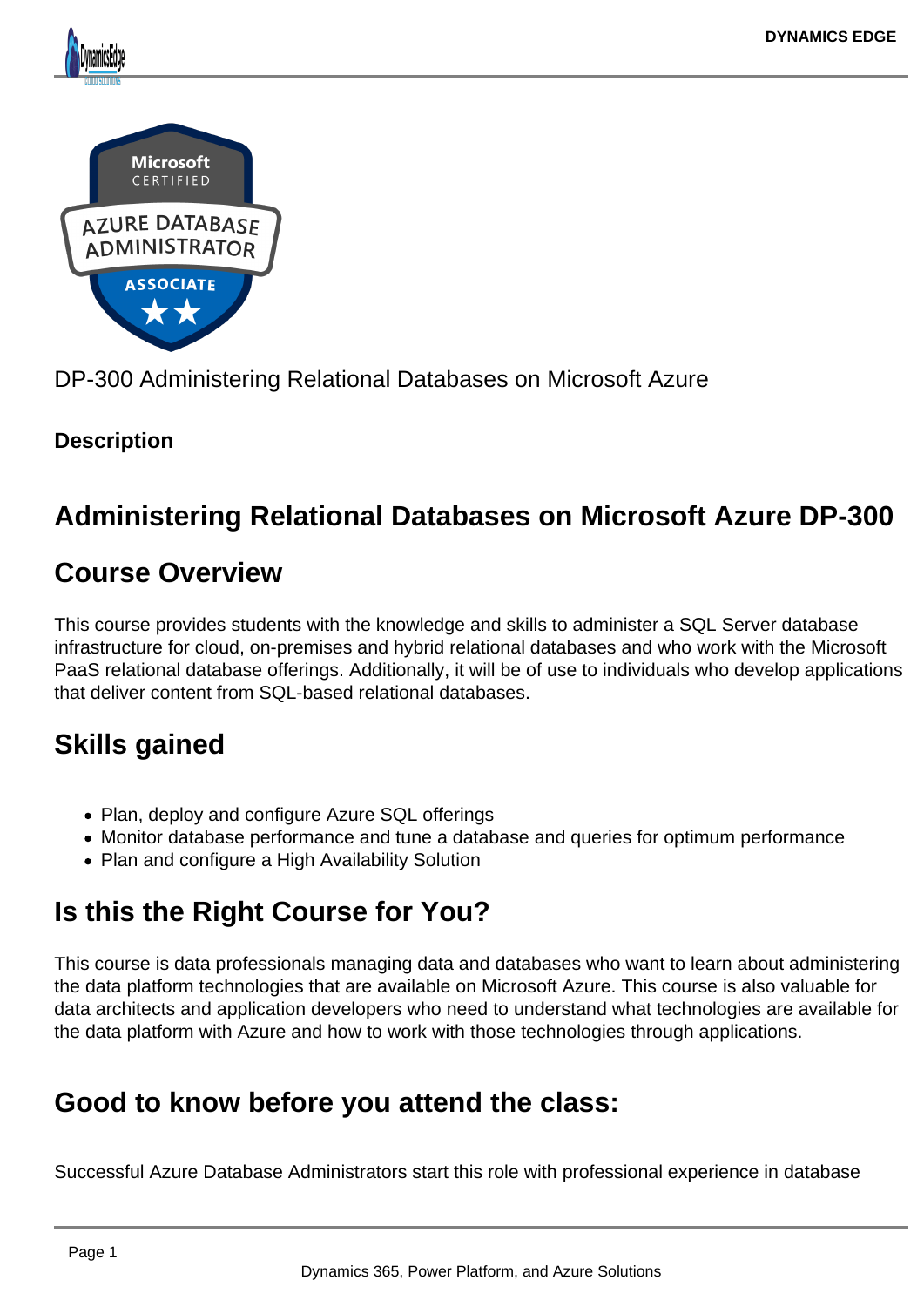DP-300 Administering Relational Databases on Microsoft Azure

**Description**

# Administering Relational Databases on Microsoft Azure DP-300

## Course Overview

This course provides students with the knowledge and skills to administer a SQL Server database infrastructure for cloud, on-premises and hybrid relational databases and who work with the Microsoft PaaS relational database offerings. Additionally, it will be of use to individuals who develop applications that deliver content from SQL-based relational databases.

## Skills gained

- Plan, deploy and configure Azure SQL offerings
- Monitor database performance and tune a database and queries for optimum performance
- Plan and configure a High Availability Solution

## Is this the Right Course for You?

This course is data professionals managing data and databases who want to learn about administering the data platform technologies that are available on Microsoft Azure. This course is also valuable for data architects and application developers who need to understand what technologies are available for the data platform with Azure and how to work with those technologies through applications.

## Good to know before you attend the class:

Successful Azure Database Administrators start this role with professional experience in database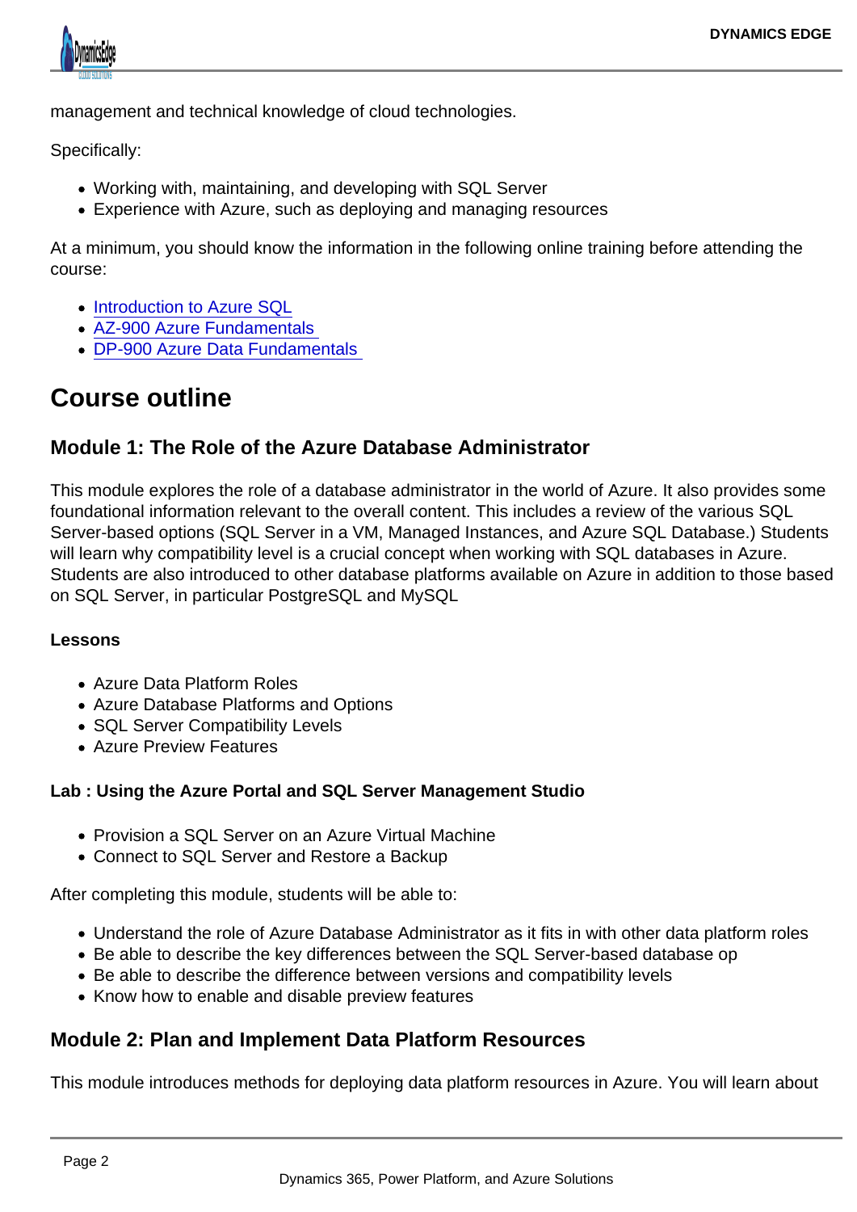management and technical knowledge of cloud technologies.

Specifically:

- Working with, maintaining, and developing with SQL Server
- Experience with Azure, such as deploying and managing resources

At a minimum, you should know the information in the following online training before attending the course:

- Introduction to Azure SQL
- AZ-900 Azure Fundamentals
- DP-900 Azure Data Fundamentals

## Course outline

### Module 1: The Role of the Azure Database Administrator

This module explores the role of a database administrator in the world of Azure. It also provides some foundational information relevant to the overall content. This includes a review of the various SQL Server-based options (SQL Server in a VM, Managed Instances, and Azure SQL Database.) Students will learn why compatibility level is a crucial concept when working with SQL databases in Azure. Students are also introduced to other database platforms available on Azure in addition to those based on SQL Server, in particular PostgreSQL and MySQL

**Lessons**

- Azure Data Platform Roles
- Azure Database Platforms and Options
- SQL Server Compatibility Levels
- Azure Preview Features

**Lab : Using the Azure Portal and SQL Server Management Studio**

- Provision a SQL Server on an Azure Virtual Machine
- Connect to SQL Server and Restore a Backup

After completing this module, students will be able to:

- Understand the role of Azure Database Administrator as it fits in with other data platform roles
- Be able to describe the key differences between the SQL Server-based database op
- Be able to describe the difference between versions and compatibility levels
- Know how to enable and disable preview features

### Module 2: Plan and Implement Data Platform Resources

This module introduces methods for deploying data platform resources in Azure. You will learn about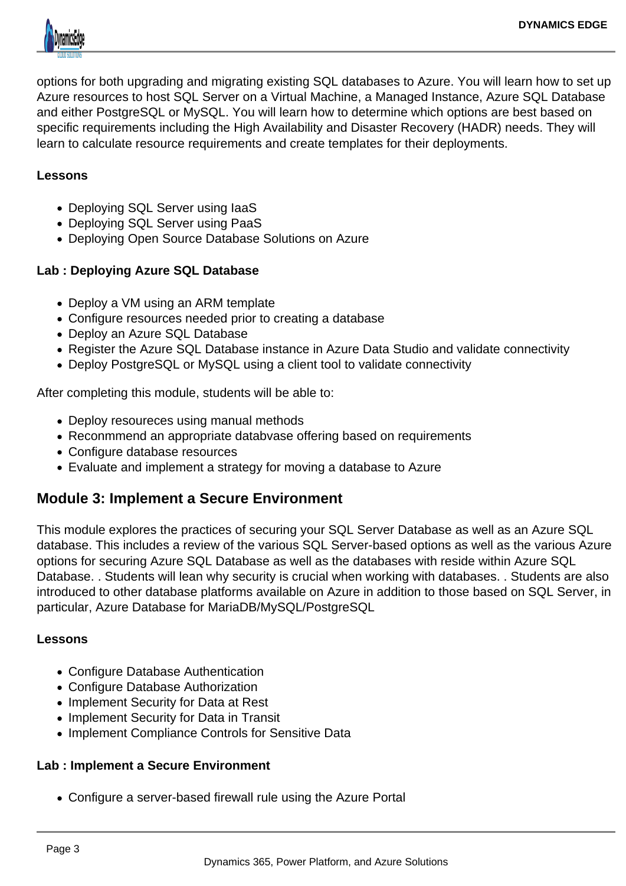options for both upgrading and migrating existing SQL databases to Azure. You will learn how to set up Azure resources to host SQL Server on a Virtual Machine, a Managed Instance, Azure SQL Database and either PostgreSQL or MySQL. You will learn how to determine which options are best based on specific requirements including the High Availability and Disaster Recovery (HADR) needs. They will learn to calculate resource requirements and create templates for their deployments.

**Lessons**

- Deploying SQL Server using IaaS
- Deploying SQL Server using PaaS
- Deploying Open Source Database Solutions on Azure

**Lab : Deploying Azure SQL Database**

- Deploy a VM using an ARM template
- Configure resources needed prior to creating a database
- Deploy an Azure SQL Database
- Register the Azure SQL Database instance in Azure Data Studio and validate connectivity
- Deploy PostgreSQL or MySQL using a client tool to validate connectivity

After completing this module, students will be able to:

- Deploy resoureces using manual methods
- Reconmmend an appropriate databvase offering based on requirements
- Configure database resources
- Evaluate and implement a strategy for moving a database to Azure

## Module 3: Implement a Secure Environment

This module explores the practices of securing your SQL Server Database as well as an Azure SQL database. This includes a review of the various SQL Server-based options as well as the various Azure options for securing Azure SQL Database as well as the databases with reside within Azure SQL Database. . Students will lean why security is crucial when working with databases. . Students are also introduced to other database platforms available on Azure in addition to those based on SQL Server, in particular, Azure Database for MariaDB/MySQL/PostgreSQL

**Lessons**

- Configure Database Authentication
- Configure Database Authorization
- Implement Security for Data at Rest
- Implement Security for Data in Transit
- Implement Compliance Controls for Sensitive Data

**Lab : Implement a Secure Environment**

- Configure a server-based firewall rule using the Azure Portal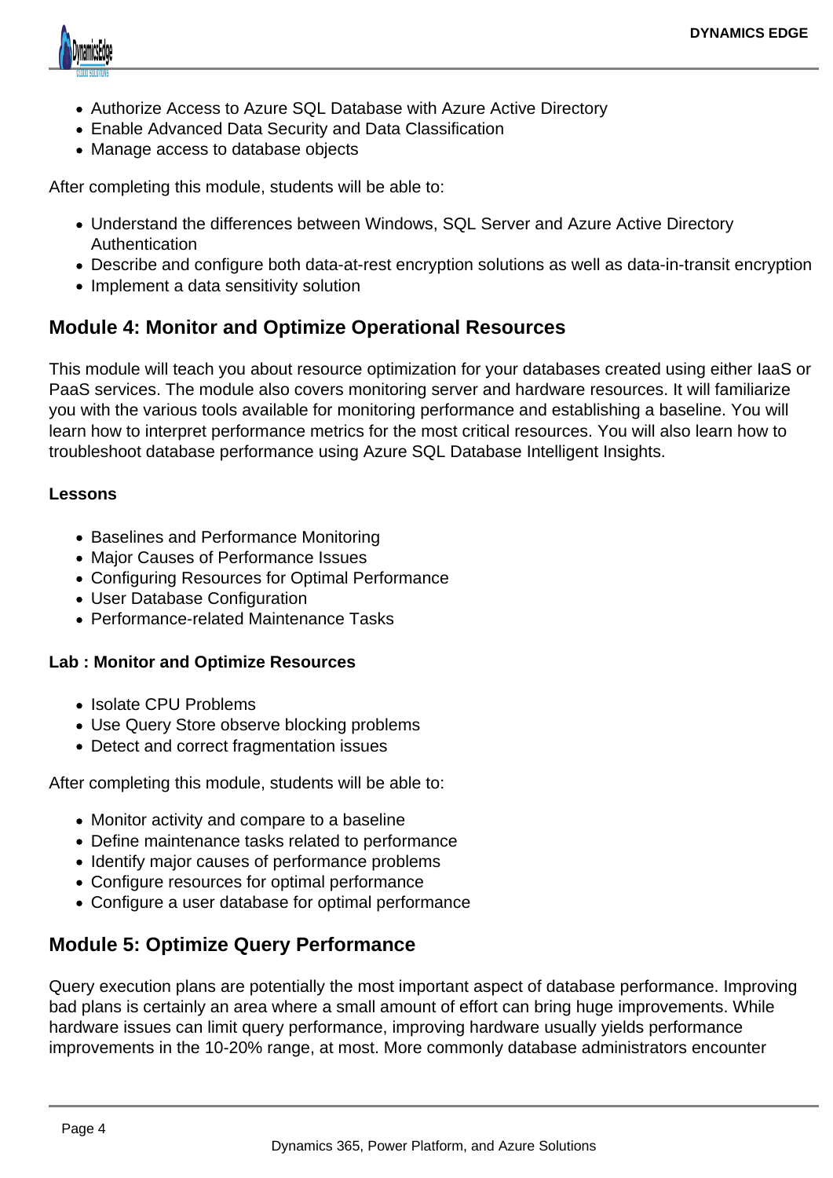- Authorize Access to Azure SQL Database with Azure Active Directory
- Enable Advanced Data Security and Data Classification
- Manage access to database objects

After completing this module, students will be able to:

- Understand the differences between Windows, SQL Server and Azure Active Directory Authentication
- Describe and configure both data-at-rest encryption solutions as well as data-in-transit encryption
- Implement a data sensitivity solution

## Module 4: Monitor and Optimize Operational Resources

This module will teach you about resource optimization for your databases created using either IaaS or PaaS services. The module also covers monitoring server and hardware resources. It will familiarize you with the various tools available for monitoring performance and establishing a baseline. You will learn how to interpret performance metrics for the most critical resources. You will also learn how to troubleshoot database performance using Azure SQL Database Intelligent Insights.

**Lessons**

- Baselines and Performance Monitoring
- Major Causes of Performance Issues
- Configuring Resources for Optimal Performance
- User Database Configuration
- Performance-related Maintenance Tasks

**Lab : Monitor and Optimize Resources**

- Isolate CPU Problems
- Use Query Store observe blocking problems
- Detect and correct fragmentation issues

After completing this module, students will be able to:

- Monitor activity and compare to a baseline
- Define maintenance tasks related to performance
- Identify major causes of performance problems
- Configure resources for optimal performance
- Configure a user database for optimal performance

## Module 5: Optimize Query Performance

Query execution plans are potentially the most important aspect of database performance. Improving bad plans is certainly an area where a small amount of effort can bring huge improvements. While hardware issues can limit query performance, improving hardware usually yields performance improvements in the 10-20% range, at most. More commonly database administrators encounter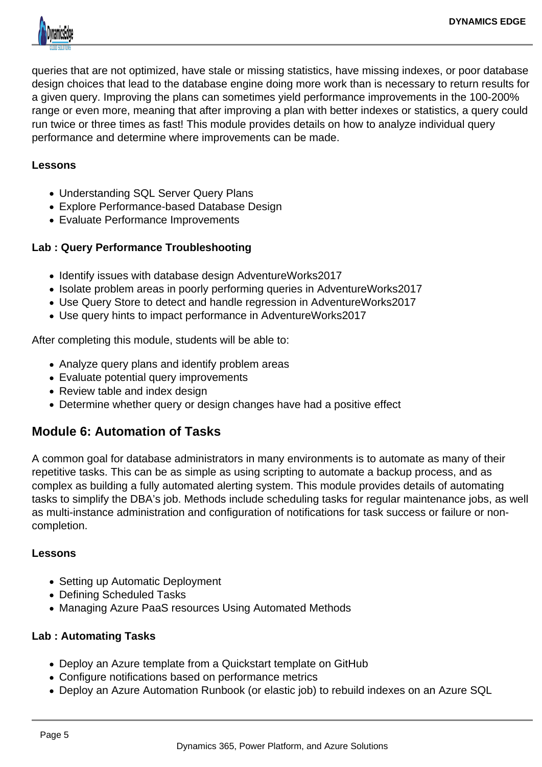queries that are not optimized, have stale or missing statistics, have missing indexes, or poor database design choices that lead to the database engine doing more work than is necessary to return results for a given query. Improving the plans can sometimes yield performance improvements in the 100-200% range or even more, meaning that after improving a plan with better indexes or statistics, a query could run twice or three times as fast! This module provides details on how to analyze individual query performance and determine where improvements can be made.

**Lessons**

- Understanding SQL Server Query Plans
- Explore Performance-based Database Design
- Evaluate Performance Improvements

**Lab : Query Performance Troubleshooting**

- Identify issues with database design AdventureWorks2017
- Isolate problem areas in poorly performing queries in AdventureWorks2017
- Use Query Store to detect and handle regression in AdventureWorks2017
- Use query hints to impact performance in AdventureWorks2017

After completing this module, students will be able to:

- Analyze query plans and identify problem areas
- Evaluate potential query improvements
- Review table and index design
- Determine whether query or design changes have had a positive effect

## Module 6: Automation of Tasks

A common goal for database administrators in many environments is to automate as many of their repetitive tasks. This can be as simple as using scripting to automate a backup process, and as complex as building a fully automated alerting system. This module provides details of automating tasks to simplify the DBA's job. Methods include scheduling tasks for regular maintenance jobs, as well as multi-instance administration and configuration of notifications for task success or failure or non-completion.

**Lessons**

- Setting up Automatic Deployment
- Defining Scheduled Tasks
- Managing Azure PaaS resources Using Automated Methods

**Lab : Automating Tasks**

- Deploy an Azure template from a Quickstart template on GitHub
- Configure notifications based on performance metrics
- Deploy an Azure Automation Runbook (or elastic job) to rebuild indexes on an Azure SQL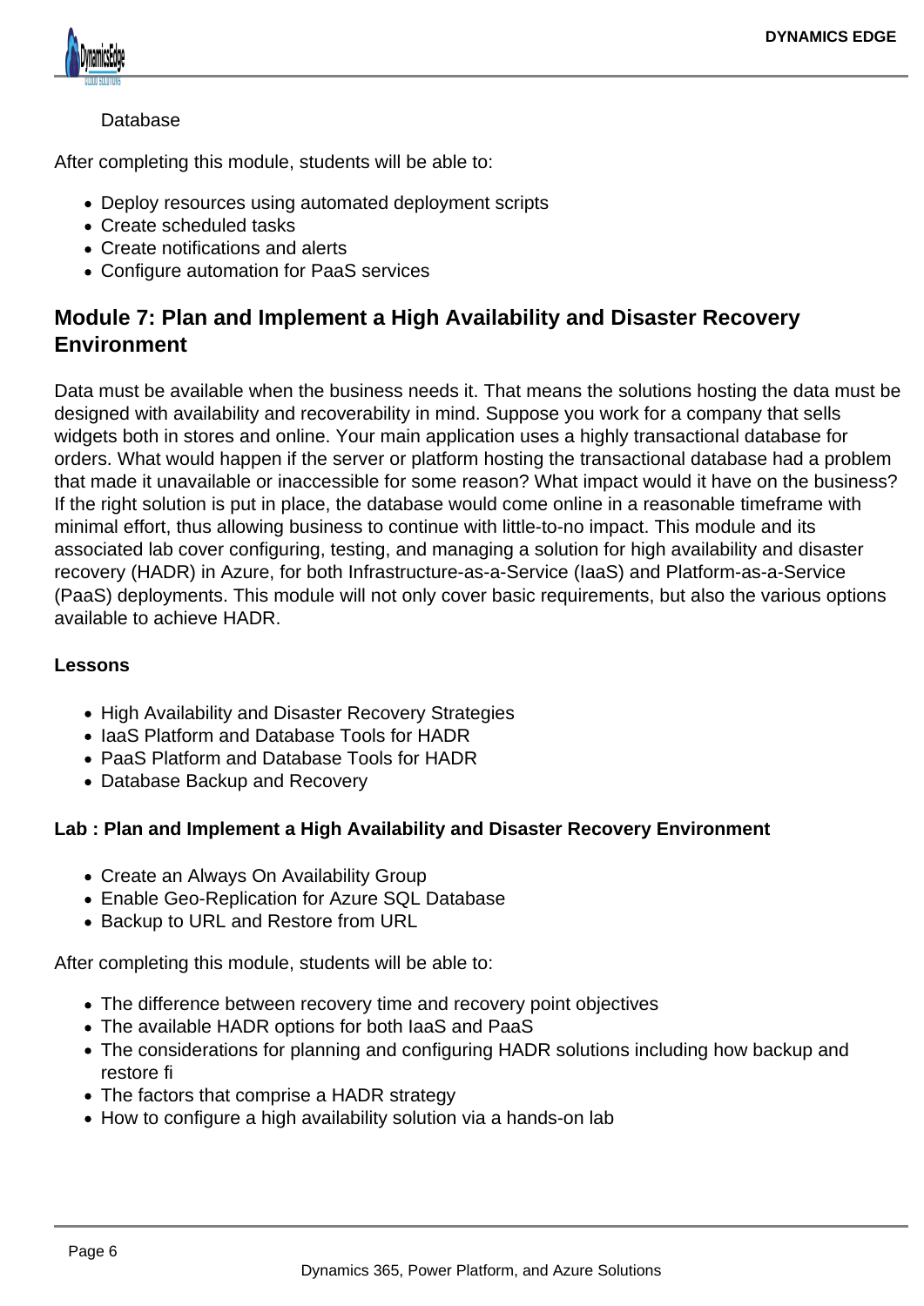Database

After completing this module, students will be able to:

- Deploy resources using automated deployment scripts
- Create scheduled tasks
- Create notifications and alerts
- Configure automation for PaaS services

## Module 7: Plan and Implement a High Availability and Disaster Recovery Environment

Data must be available when the business needs it. That means the solutions hosting the data must be designed with availability and recoverability in mind. Suppose you work for a company that sells widgets both in stores and online. Your main application uses a highly transactional database for orders. What would happen if the server or platform hosting the transactional database had a problem that made it unavailable or inaccessible for some reason? What impact would it have on the business? If the right solution is put in place, the database would come online in a reasonable timeframe with minimal effort, thus allowing business to continue with little-to-no impact. This module and its associated lab cover configuring, testing, and managing a solution for high availability and disaster recovery (HADR) in Azure, for both Infrastructure-as-a-Service (IaaS) and Platform-as-a-Service (PaaS) deployments. This module will not only cover basic requirements, but also the various options available to achieve HADR.

**Lessons**

- High Availability and Disaster Recovery Strategies
- IaaS Platform and Database Tools for HADR
- PaaS Platform and Database Tools for HADR
- Database Backup and Recovery

**Lab : Plan and Implement a High Availability and Disaster Recovery Environment**

- Create an Always On Availability Group
- Enable Geo-Replication for Azure SQL Database
- Backup to URL and Restore from URL

After completing this module, students will be able to:

- The difference between recovery time and recovery point objectives
- The available HADR options for both IaaS and PaaS
- The considerations for planning and configuring HADR solutions including how backup and restore fi
- The factors that comprise a HADR strategy
- How to configure a high availability solution via a hands-on lab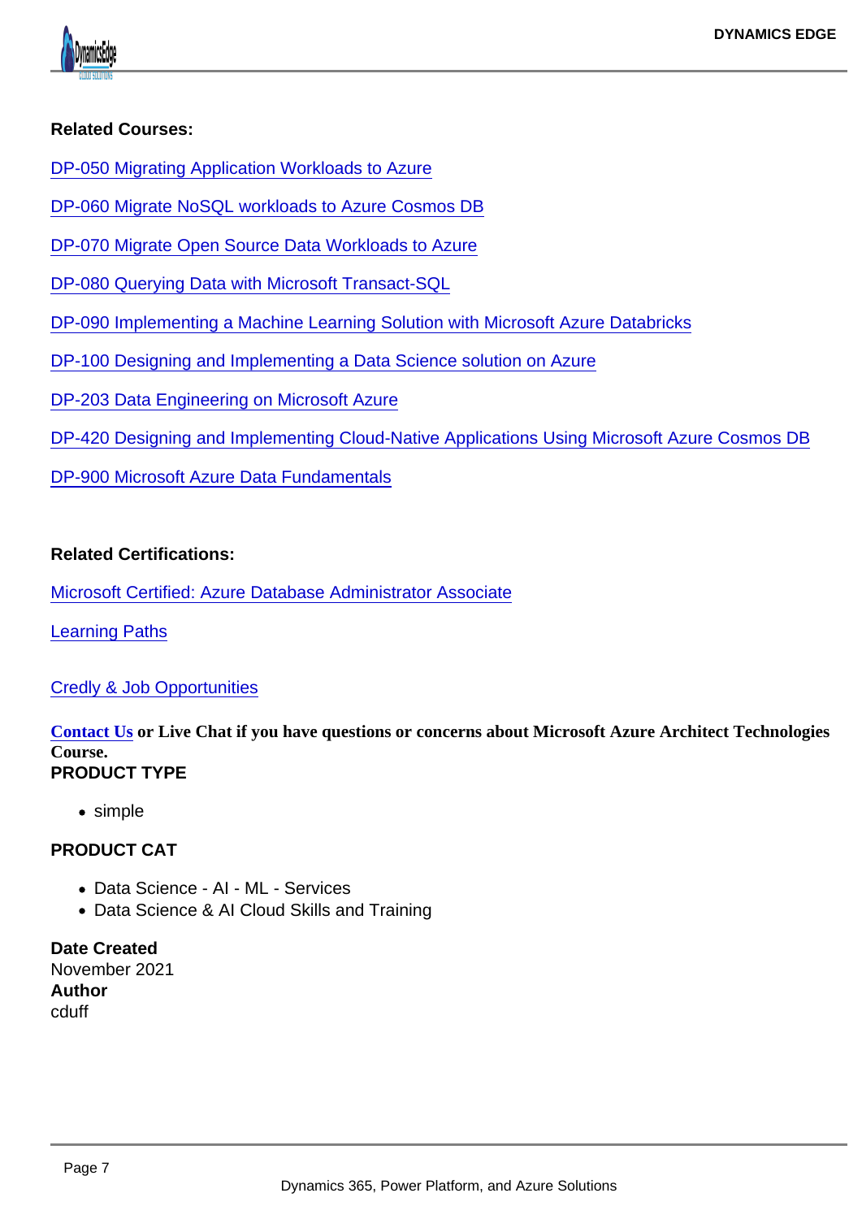**Related Courses:**

DP-050 Migrating Application Workloads to Azure

DP-060 Migrate NoSQL workloads to Azure Cosmos DB

DP-070 Migrate Open Source Data Workloads to Azure

DP-080 Querying Data with Microsoft Transact-SQL

DP-090 Implementing a Machine Learning Solution with Microsoft Azure Databricks

DP-100 Designing and Implementing a Data Science solution on Azure

DP-203 Data Engineering on Microsoft Azure

DP-420 Designing and Implementing Cloud-Native Applications Using Microsoft Azure Cosmos DB

DP-900 Microsoft Azure Data Fundamentals

**Related Certifications:**

Microsoft Certified: Azure Database Administrator Associate

Learning Paths

Credly & Job Opportunities

**Contact Us or Live Chat if you have questions or concerns about Microsoft Azure Architect Technologies Course.**

**PRODUCT TYPE**

- simple

**PRODUCT CAT**

- Data Science - AI - ML - Services
- Data Science & AI Cloud Skills and Training

**Date Created**
November 2021

**Author**
cduff